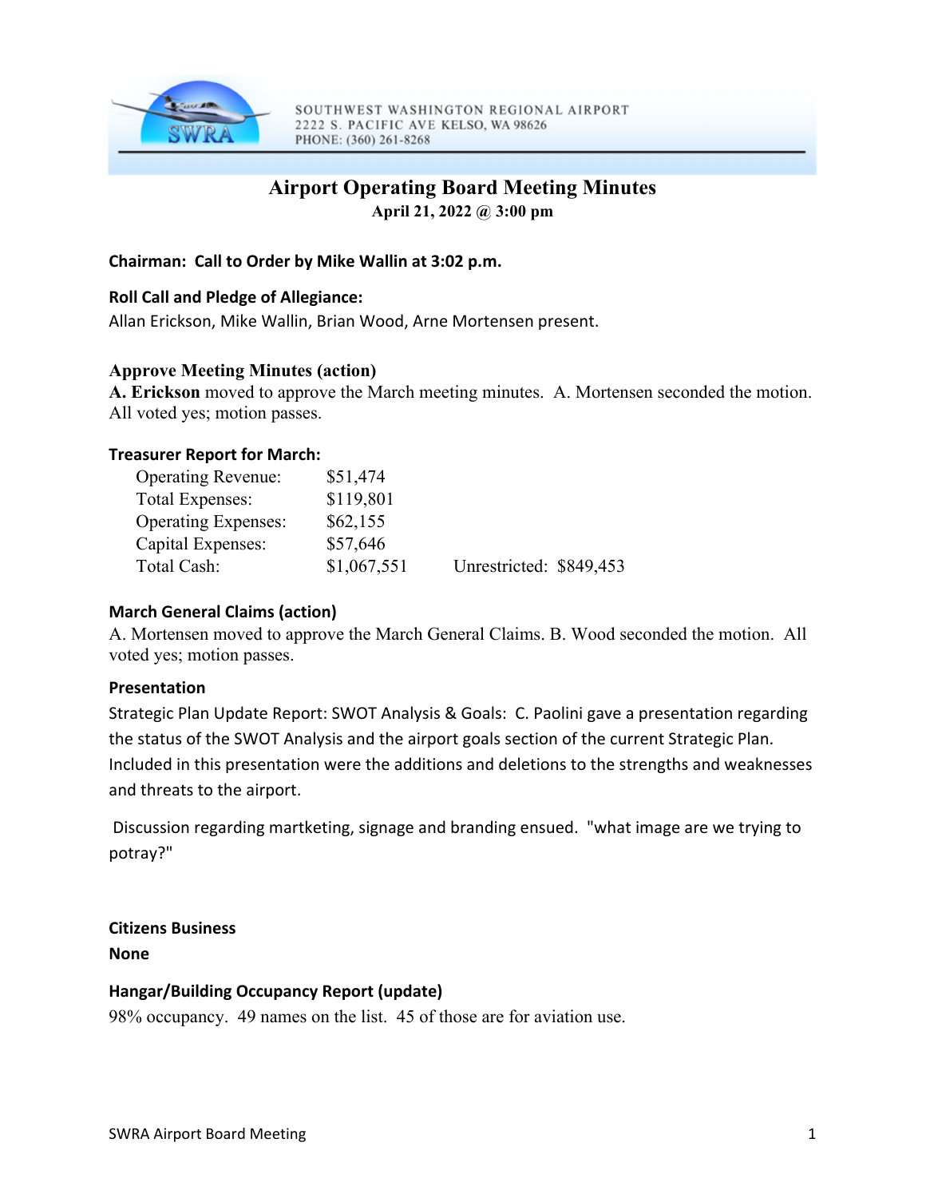SOUTHWEST WASHINGTON REGIONAL AIRPORT
2222 S. PACIFIC AVE KELSO, WA 98626
PHONE: (360) 261-8268

# Airport Operating Board Meeting Minutes

**April 21, 2022 @ 3:00 pm**

**Chairman: Call to Order by Mike Wallin at 3:02 p.m.**

**Roll Call and Pledge of Allegiance:**
Allan Erickson, Mike Wallin, Brian Wood, Arne Mortensen present.

**Approve Meeting Minutes (action)**
**A. Erickson** moved to approve the March meeting minutes. A. Mortensen seconded the motion. All voted yes; motion passes.

**Treasurer Report for March:**

| | | |
|---|---|---|
| Operating Revenue: | $51,474 | |
| Total Expenses: | $119,801 | |
| Operating Expenses: | $62,155 | |
| Capital Expenses: | $57,646 | |
| Total Cash: | $1,067,551 | Unrestricted: $849,453 |

**March General Claims (action)**
A. Mortensen moved to approve the March General Claims. B. Wood seconded the motion. All voted yes; motion passes.

**Presentation**
Strategic Plan Update Report: SWOT Analysis & Goals: C. Paolini gave a presentation regarding the status of the SWOT Analysis and the airport goals section of the current Strategic Plan. Included in this presentation were the additions and deletions to the strengths and weaknesses and threats to the airport.

Discussion regarding martketing, signage and branding ensued. "what image are we trying to potray?"

**Citizens Business**
**None**

**Hangar/Building Occupancy Report (update)**
98% occupancy. 49 names on the list. 45 of those are for aviation use.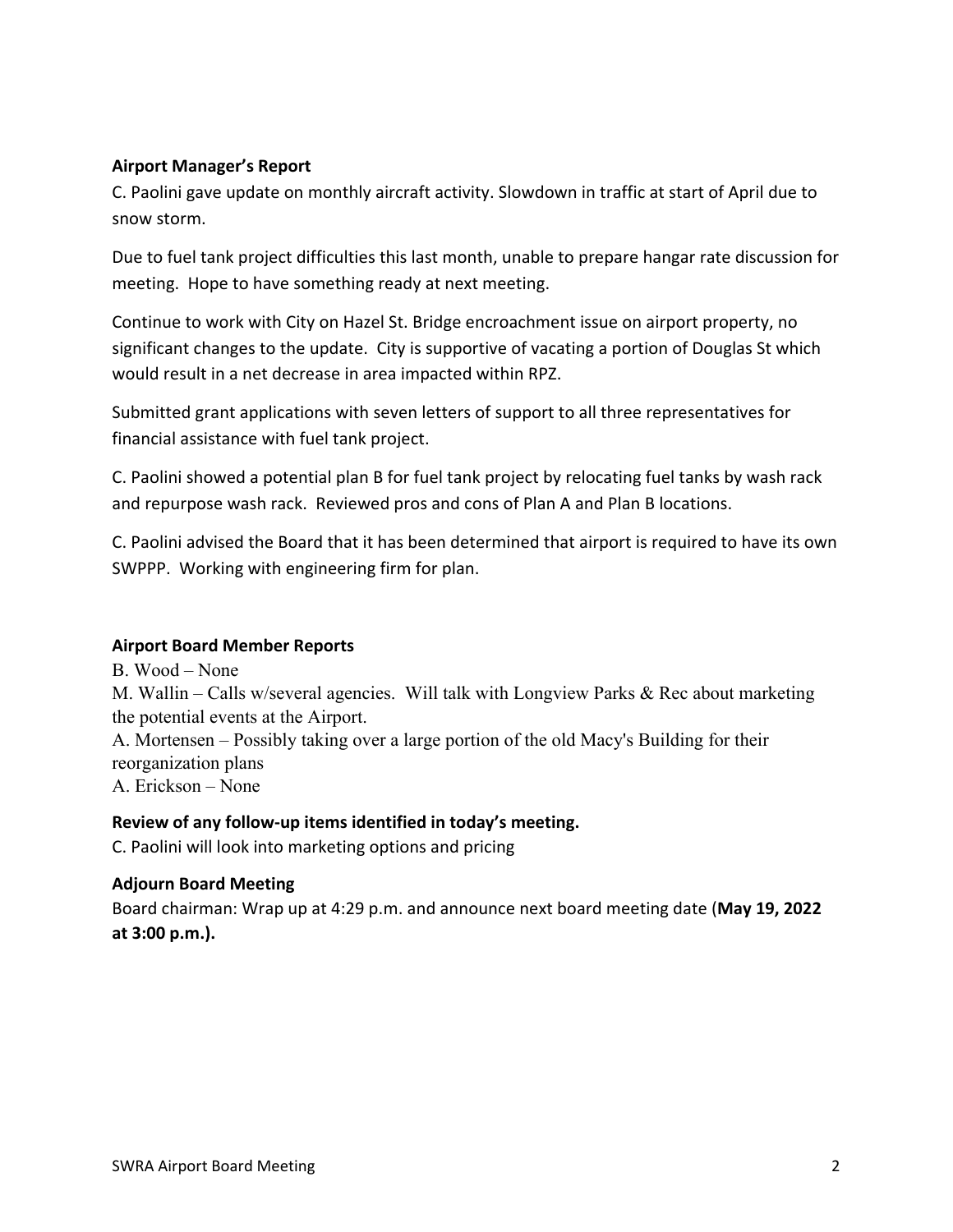**Airport Manager's Report**

C. Paolini gave update on monthly aircraft activity. Slowdown in traffic at start of April due to snow storm.

Due to fuel tank project difficulties this last month, unable to prepare hangar rate discussion for meeting. Hope to have something ready at next meeting.

Continue to work with City on Hazel St. Bridge encroachment issue on airport property, no significant changes to the update. City is supportive of vacating a portion of Douglas St which would result in a net decrease in area impacted within RPZ.

Submitted grant applications with seven letters of support to all three representatives for financial assistance with fuel tank project.

C. Paolini showed a potential plan B for fuel tank project by relocating fuel tanks by wash rack and repurpose wash rack. Reviewed pros and cons of Plan A and Plan B locations.

C. Paolini advised the Board that it has been determined that airport is required to have its own SWPPP. Working with engineering firm for plan.

**Airport Board Member Reports**

B. Wood – None
M. Wallin – Calls w/several agencies. Will talk with Longview Parks & Rec about marketing the potential events at the Airport.
A. Mortensen – Possibly taking over a large portion of the old Macy's Building for their reorganization plans
A. Erickson – None

**Review of any follow-up items identified in today's meeting.**

C. Paolini will look into marketing options and pricing

**Adjourn Board Meeting**

Board chairman: Wrap up at 4:29 p.m. and announce next board meeting date (**May 19, 2022 at 3:00 p.m.).**